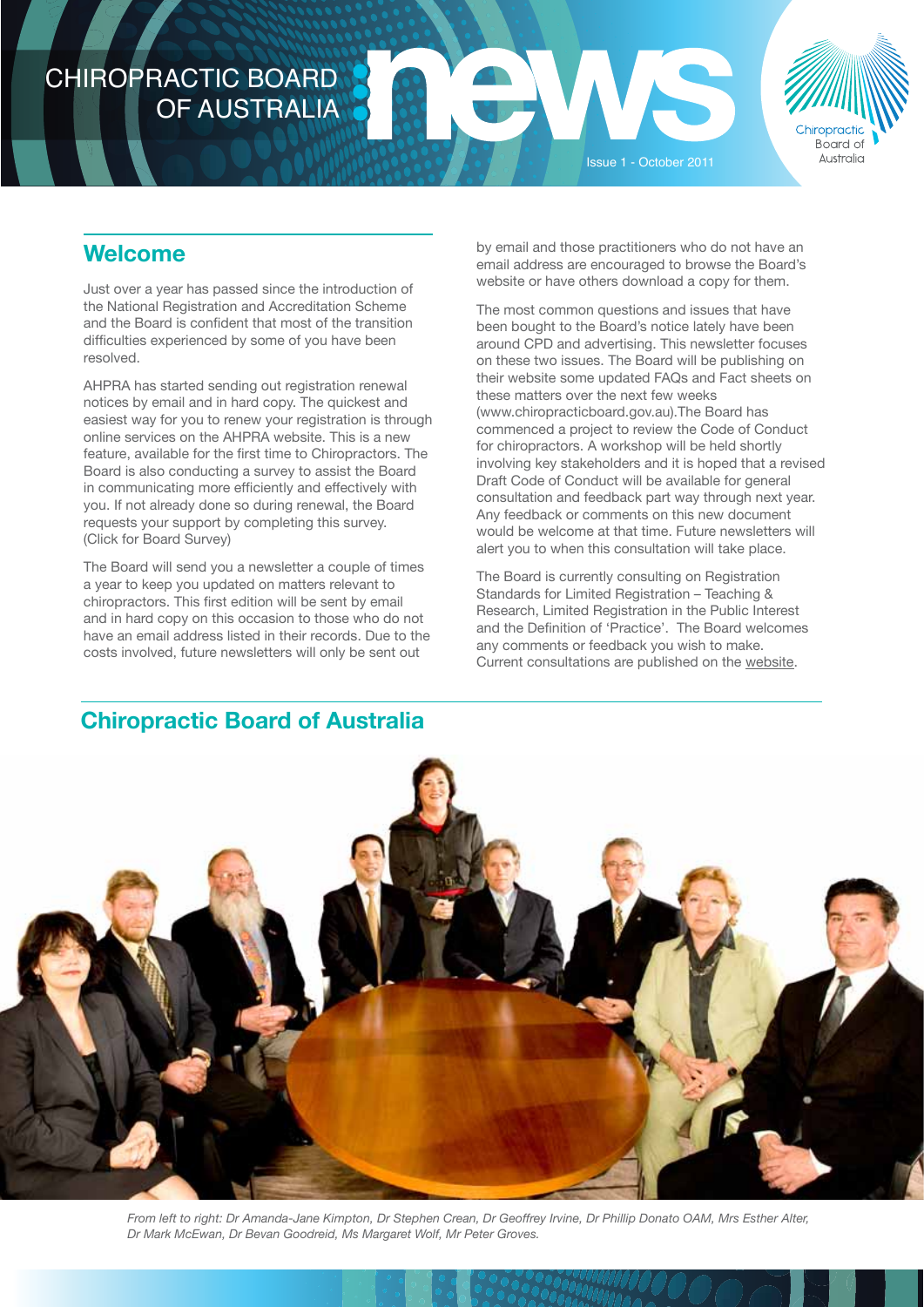# CHIROPRACTIC BOARD OF AUSTRALIA news

Issue 1 - October 2011

## Welcome

Just over a year has passed since the introduction of the National Registration and Accreditation Scheme and the Board is confident that most of the transition difficulties experienced by some of you have been resolved.

AHPRA has started sending out registration renewal notices by email and in hard copy. The quickest and easiest way for you to renew your registration is through online services on the AHPRA website. This is a new feature, available for the first time to Chiropractors. The Board is also conducting a survey to assist the Board in communicating more efficiently and effectively with you. If not already done so during renewal, the Board requests your support by completing this survey. (Click for Board Survey)

The Board will send you a newsletter a couple of times a year to keep you updated on matters relevant to chiropractors. This first edition will be sent by email and in hard copy on this occasion to those who do not have an email address listed in their records. Due to the costs involved, future newsletters will only be sent out by email and those practitioners who do not have an email address are encouraged to browse the Board's website or have others download a copy for them.

The most common questions and issues that have been bought to the Board's notice lately have been around CPD and advertising. This newsletter focuses on these two issues. The Board will be publishing on their website some updated FAQs and Fact sheets on these matters over the next few weeks (www.chiropracticboard.gov.au).The Board has commenced a project to review the Code of Conduct for chiropractors. A workshop will be held shortly involving key stakeholders and it is hoped that a revised Draft Code of Conduct will be available for general consultation and feedback part way through next year. Any feedback or comments on this new document would be welcome at that time. Future newsletters will alert you to when this consultation will take place.

The Board is currently consulting on Registration Standards for Limited Registration – Teaching & Research, Limited Registration in the Public Interest and the Definition of 'Practice'. The Board welcomes any comments or feedback you wish to make. Current consultations are published on the website.

## Chiropractic Board of Australia

*From left to right: Dr Amanda-Jane Kimpton, Dr Stephen Crean, Dr Geoffrey Irvine, Dr Phillip Donato OAM, Mrs Esther Alter, Dr Mark McEwan, Dr Bevan Goodreid, Ms Margaret Wolf, Mr Peter Groves.*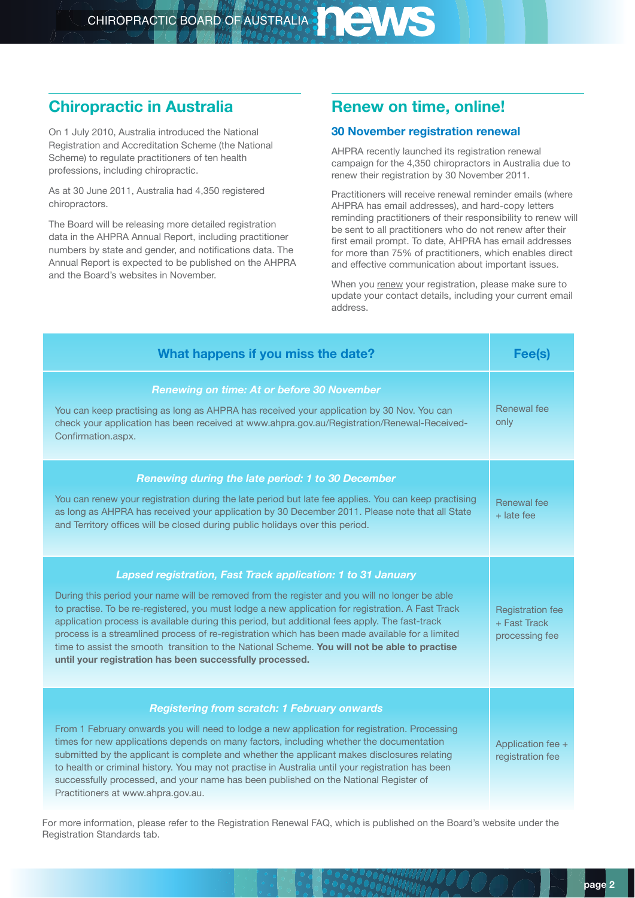## Chiropractic in Australia

On 1 July 2010, Australia introduced the National Registration and Accreditation Scheme (the National Scheme) to regulate practitioners of ten health professions, including chiropractic.

As at 30 June 2011, Australia had 4,350 registered chiropractors.

The Board will be releasing more detailed registration data in the AHPRA Annual Report, including practitioner numbers by state and gender, and notifications data. The Annual Report is expected to be published on the AHPRA and the Board's websites in November.

## Renew on time, online!

### 30 November registration renewal

AHPRA recently launched its registration renewal campaign for the 4,350 chiropractors in Australia due to renew their registration by 30 November 2011.

Practitioners will receive renewal reminder emails (where AHPRA has email addresses), and hard-copy letters reminding practitioners of their responsibility to renew will be sent to all practitioners who do not renew after their first email prompt. To date, AHPRA has email addresses for more than 75% of practitioners, which enables direct and effective communication about important issues.

When you renew your registration, please make sure to update your contact details, including your current email address.

| What happens if you miss the date? | Fee(s) |
|---|---|
| ***Renewing on time: At or before 30 November***<br><br>You can keep practising as long as AHPRA has received your application by 30 Nov. You can check your application has been received at www.ahpra.gov.au/Registration/Renewal-Received-Confirmation.aspx. | Renewal fee only |
| ***Renewing during the late period: 1 to 30 December***<br><br>You can renew your registration during the late period but late fee applies. You can keep practising as long as AHPRA has received your application by 30 December 2011. Please note that all State and Territory offices will be closed during public holidays over this period. | Renewal fee + late fee |
| ***Lapsed registration, Fast Track application: 1 to 31 January***<br><br>During this period your name will be removed from the register and you will no longer be able to practise. To be re-registered, you must lodge a new application for registration. A Fast Track application process is available during this period, but additional fees apply. The fast-track process is a streamlined process of re-registration which has been made available for a limited time to assist the smooth transition to the National Scheme. **You will not be able to practise until your registration has been successfully processed.** | Registration fee + Fast Track processing fee |
| ***Registering from scratch: 1 February onwards***<br><br>From 1 February onwards you will need to lodge a new application for registration. Processing times for new applications depends on many factors, including whether the documentation submitted by the applicant is complete and whether the applicant makes disclosures relating to health or criminal history. You may not practise in Australia until your registration has been successfully processed, and your name has been published on the National Register of Practitioners at www.ahpra.gov.au. | Application fee + registration fee |

For more information, please refer to the Registration Renewal FAQ, which is published on the Board's website under the Registration Standards tab.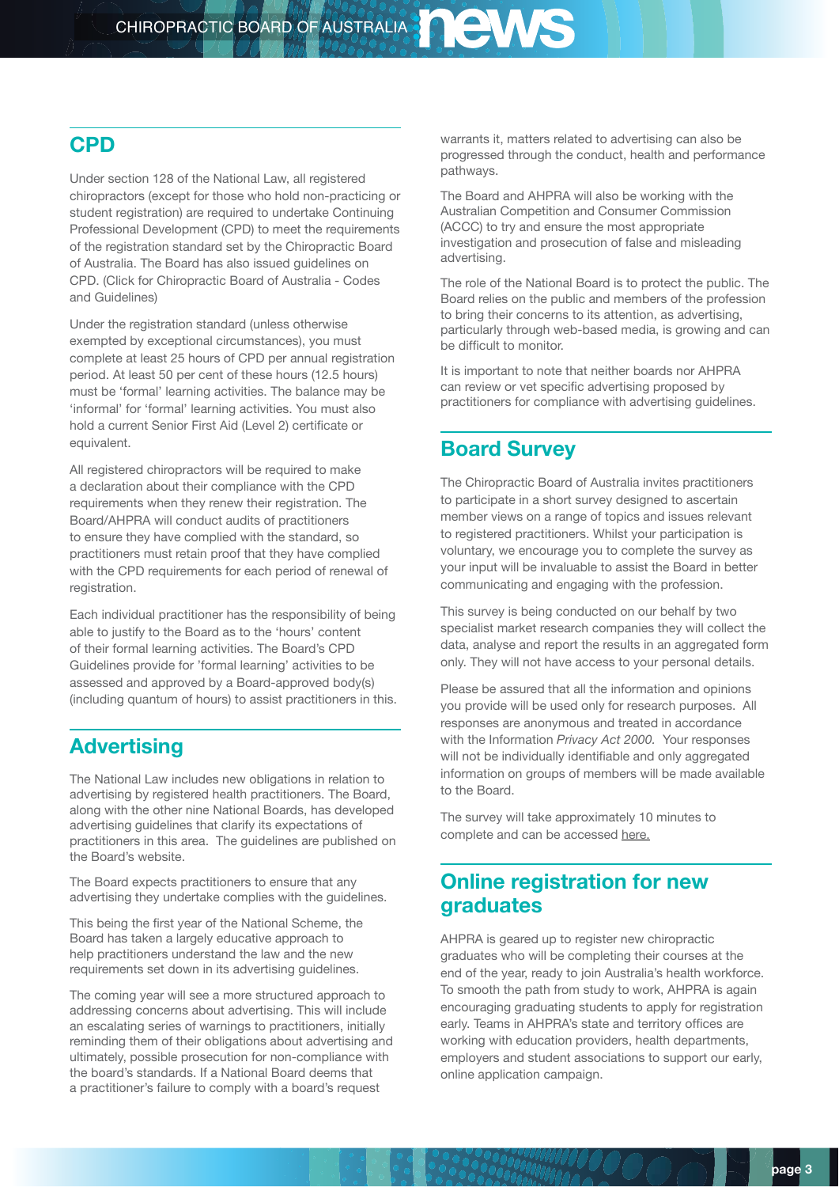## CPD

Under section 128 of the National Law, all registered chiropractors (except for those who hold non-practicing or student registration) are required to undertake Continuing Professional Development (CPD) to meet the requirements of the registration standard set by the Chiropractic Board of Australia. The Board has also issued guidelines on CPD. (Click for Chiropractic Board of Australia - Codes and Guidelines)

Under the registration standard (unless otherwise exempted by exceptional circumstances), you must complete at least 25 hours of CPD per annual registration period. At least 50 per cent of these hours (12.5 hours) must be 'formal' learning activities. The balance may be 'informal' for 'formal' learning activities. You must also hold a current Senior First Aid (Level 2) certificate or equivalent.

All registered chiropractors will be required to make a declaration about their compliance with the CPD requirements when they renew their registration. The Board/AHPRA will conduct audits of practitioners to ensure they have complied with the standard, so practitioners must retain proof that they have complied with the CPD requirements for each period of renewal of registration.

Each individual practitioner has the responsibility of being able to justify to the Board as to the 'hours' content of their formal learning activities. The Board's CPD Guidelines provide for 'formal learning' activities to be assessed and approved by a Board-approved body(s) (including quantum of hours) to assist practitioners in this.

## Advertising

The National Law includes new obligations in relation to advertising by registered health practitioners. The Board, along with the other nine National Boards, has developed advertising guidelines that clarify its expectations of practitioners in this area. The guidelines are published on the Board's website.

The Board expects practitioners to ensure that any advertising they undertake complies with the guidelines.

This being the first year of the National Scheme, the Board has taken a largely educative approach to help practitioners understand the law and the new requirements set down in its advertising guidelines.

The coming year will see a more structured approach to addressing concerns about advertising. This will include an escalating series of warnings to practitioners, initially reminding them of their obligations about advertising and ultimately, possible prosecution for non-compliance with the board's standards. If a National Board deems that a practitioner's failure to comply with a board's request warrants it, matters related to advertising can also be progressed through the conduct, health and performance pathways.

The Board and AHPRA will also be working with the Australian Competition and Consumer Commission (ACCC) to try and ensure the most appropriate investigation and prosecution of false and misleading advertising.

The role of the National Board is to protect the public. The Board relies on the public and members of the profession to bring their concerns to its attention, as advertising, particularly through web-based media, is growing and can be difficult to monitor.

It is important to note that neither boards nor AHPRA can review or vet specific advertising proposed by practitioners for compliance with advertising guidelines.

## Board Survey

The Chiropractic Board of Australia invites practitioners to participate in a short survey designed to ascertain member views on a range of topics and issues relevant to registered practitioners. Whilst your participation is voluntary, we encourage you to complete the survey as your input will be invaluable to assist the Board in better communicating and engaging with the profession.

This survey is being conducted on our behalf by two specialist market research companies they will collect the data, analyse and report the results in an aggregated form only. They will not have access to your personal details.

Please be assured that all the information and opinions you provide will be used only for research purposes. All responses are anonymous and treated in accordance with the Information *Privacy Act 2000.* Your responses will not be individually identifiable and only aggregated information on groups of members will be made available to the Board.

The survey will take approximately 10 minutes to complete and can be accessed here.

## Online registration for new graduates

AHPRA is geared up to register new chiropractic graduates who will be completing their courses at the end of the year, ready to join Australia's health workforce. To smooth the path from study to work, AHPRA is again encouraging graduating students to apply for registration early. Teams in AHPRA's state and territory offices are working with education providers, health departments, employers and student associations to support our early, online application campaign.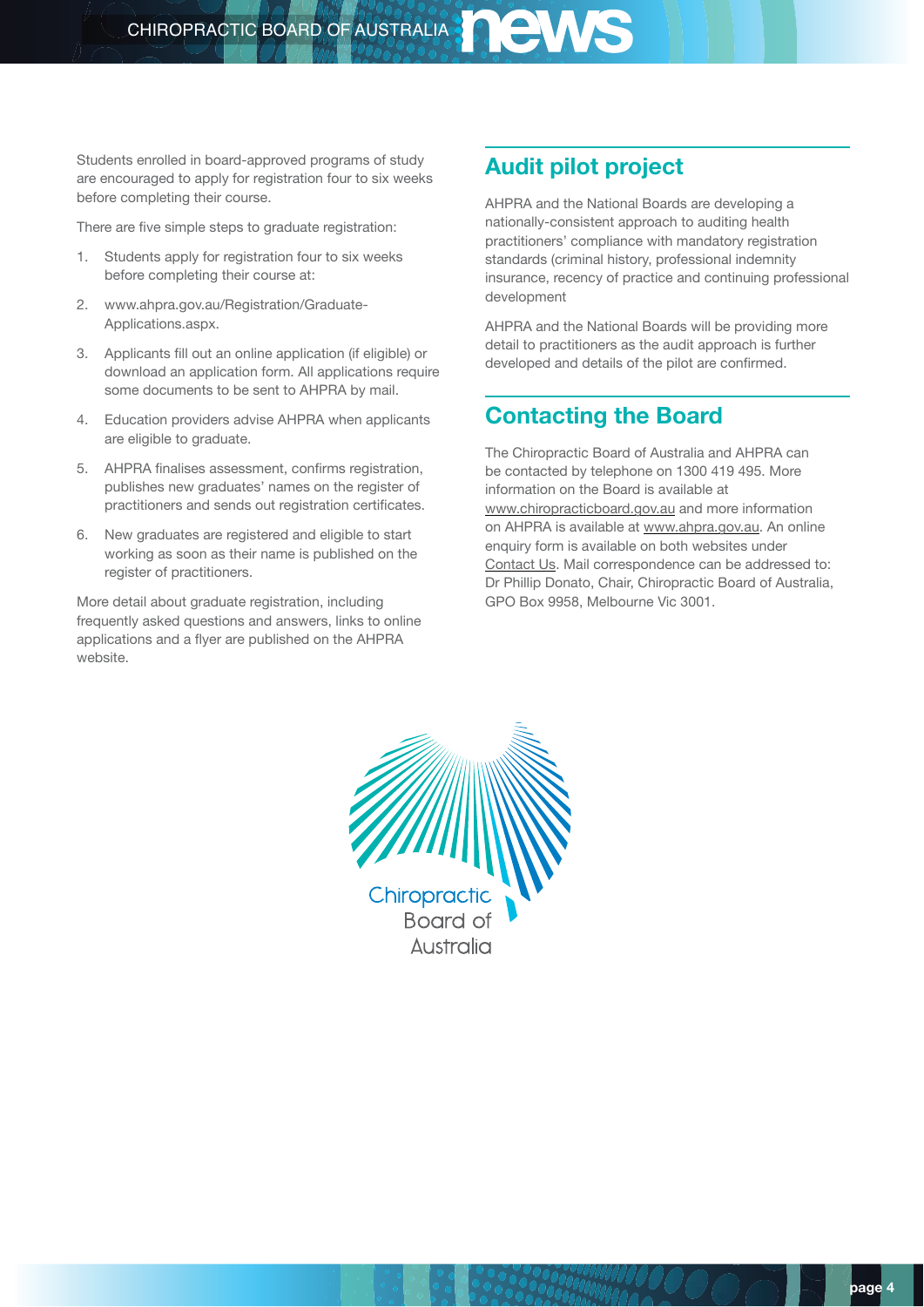Students enrolled in board-approved programs of study are encouraged to apply for registration four to six weeks before completing their course.

There are five simple steps to graduate registration:

1. Students apply for registration four to six weeks before completing their course at:
2. www.ahpra.gov.au/Registration/Graduate-Applications.aspx.
3. Applicants fill out an online application (if eligible) or download an application form. All applications require some documents to be sent to AHPRA by mail.
4. Education providers advise AHPRA when applicants are eligible to graduate.
5. AHPRA finalises assessment, confirms registration, publishes new graduates' names on the register of practitioners and sends out registration certificates.
6. New graduates are registered and eligible to start working as soon as their name is published on the register of practitioners.

More detail about graduate registration, including frequently asked questions and answers, links to online applications and a flyer are published on the AHPRA website.

## Audit pilot project

AHPRA and the National Boards are developing a nationally-consistent approach to auditing health practitioners' compliance with mandatory registration standards (criminal history, professional indemnity insurance, recency of practice and continuing professional development

AHPRA and the National Boards will be providing more detail to practitioners as the audit approach is further developed and details of the pilot are confirmed.

## Contacting the Board

The Chiropractic Board of Australia and AHPRA can be contacted by telephone on 1300 419 495. More information on the Board is available at www.chiropracticboard.gov.au and more information on AHPRA is available at www.ahpra.gov.au. An online enquiry form is available on both websites under Contact Us. Mail correspondence can be addressed to: Dr Phillip Donato, Chair, Chiropractic Board of Australia, GPO Box 9958, Melbourne Vic 3001.

Chiropractic Board of Australia